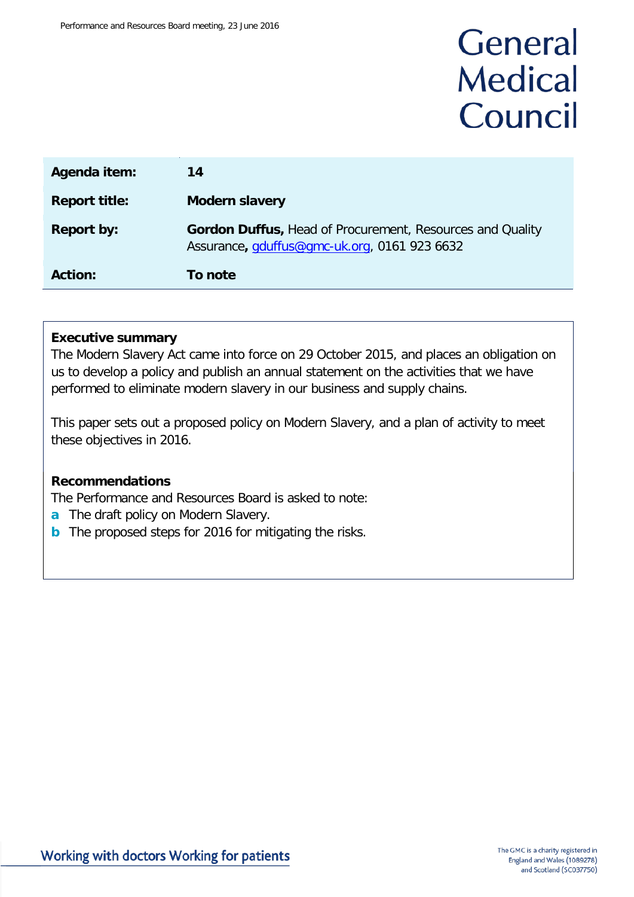# General Medical Council

| | |
|---|---|
| **Agenda item:** | **14** |
| **Report title:** | **Modern slavery** |
| **Report by:** | **Gordon Duffus,** Head of Procurement, Resources and Quality Assurance**,** gduffus@gmc-uk.org, 0161 923 6632 |
| **Action:** | **To note** |

**Executive summary**

The Modern Slavery Act came into force on 29 October 2015, and places an obligation on us to develop a policy and publish an annual statement on the activities that we have performed to eliminate modern slavery in our business and supply chains.

This paper sets out a proposed policy on Modern Slavery, and a plan of activity to meet these objectives in 2016.

**Recommendations**

The Performance and Resources Board is asked to note:

- **a** The draft policy on Modern Slavery.
- **b** The proposed steps for 2016 for mitigating the risks.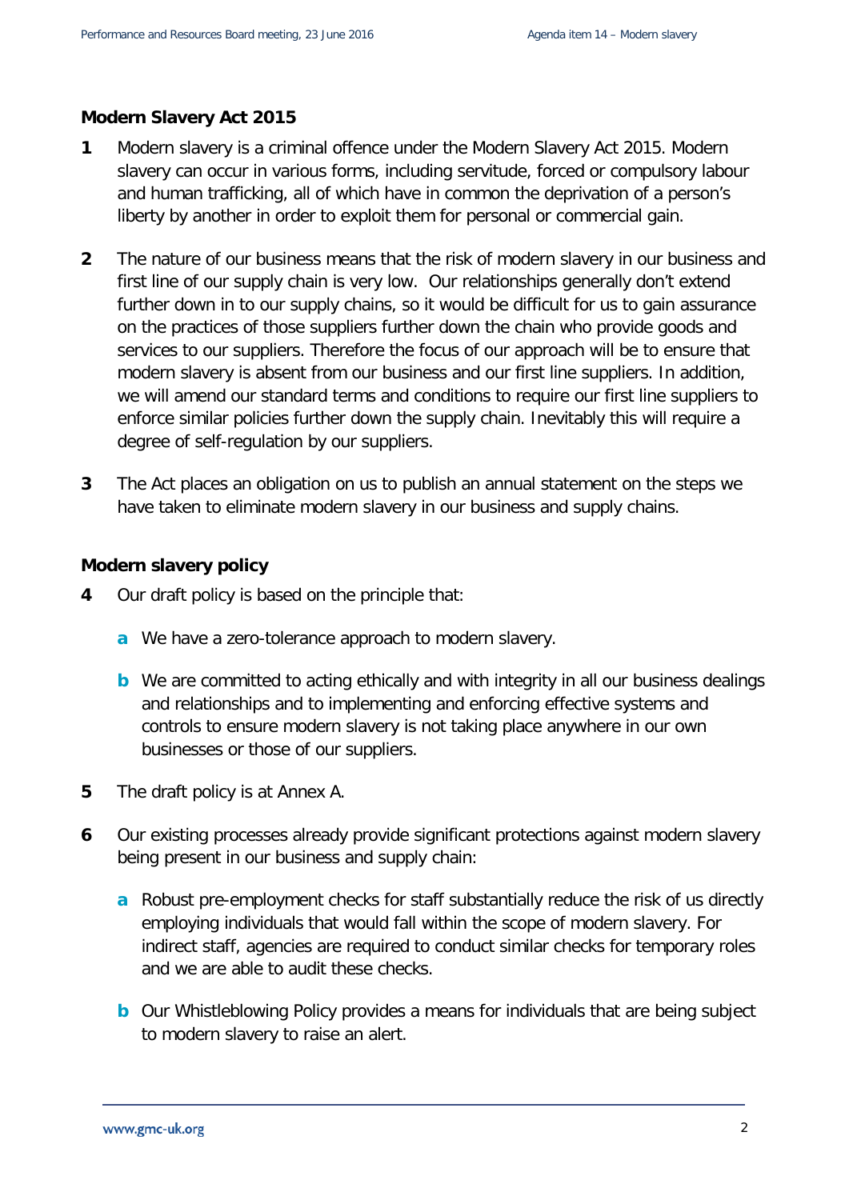## Modern Slavery Act 2015

**1** Modern slavery is a criminal offence under the Modern Slavery Act 2015. Modern slavery can occur in various forms, including servitude, forced or compulsory labour and human trafficking, all of which have in common the deprivation of a person's liberty by another in order to exploit them for personal or commercial gain.

**2** The nature of our business means that the risk of modern slavery in our business and first line of our supply chain is very low. Our relationships generally don't extend further down in to our supply chains, so it would be difficult for us to gain assurance on the practices of those suppliers further down the chain who provide goods and services to our suppliers. Therefore the focus of our approach will be to ensure that modern slavery is absent from our business and our first line suppliers. In addition, we will amend our standard terms and conditions to require our first line suppliers to enforce similar policies further down the supply chain. Inevitably this will require a degree of self-regulation by our suppliers.

**3** The Act places an obligation on us to publish an annual statement on the steps we have taken to eliminate modern slavery in our business and supply chains.

## Modern slavery policy

**4** Our draft policy is based on the principle that:

- **a** We have a zero-tolerance approach to modern slavery.
- **b** We are committed to acting ethically and with integrity in all our business dealings and relationships and to implementing and enforcing effective systems and controls to ensure modern slavery is not taking place anywhere in our own businesses or those of our suppliers.

**5** The draft policy is at Annex A.

**6** Our existing processes already provide significant protections against modern slavery being present in our business and supply chain:

- **a** Robust pre-employment checks for staff substantially reduce the risk of us directly employing individuals that would fall within the scope of modern slavery. For indirect staff, agencies are required to conduct similar checks for temporary roles and we are able to audit these checks.
- **b** Our Whistleblowing Policy provides a means for individuals that are being subject to modern slavery to raise an alert.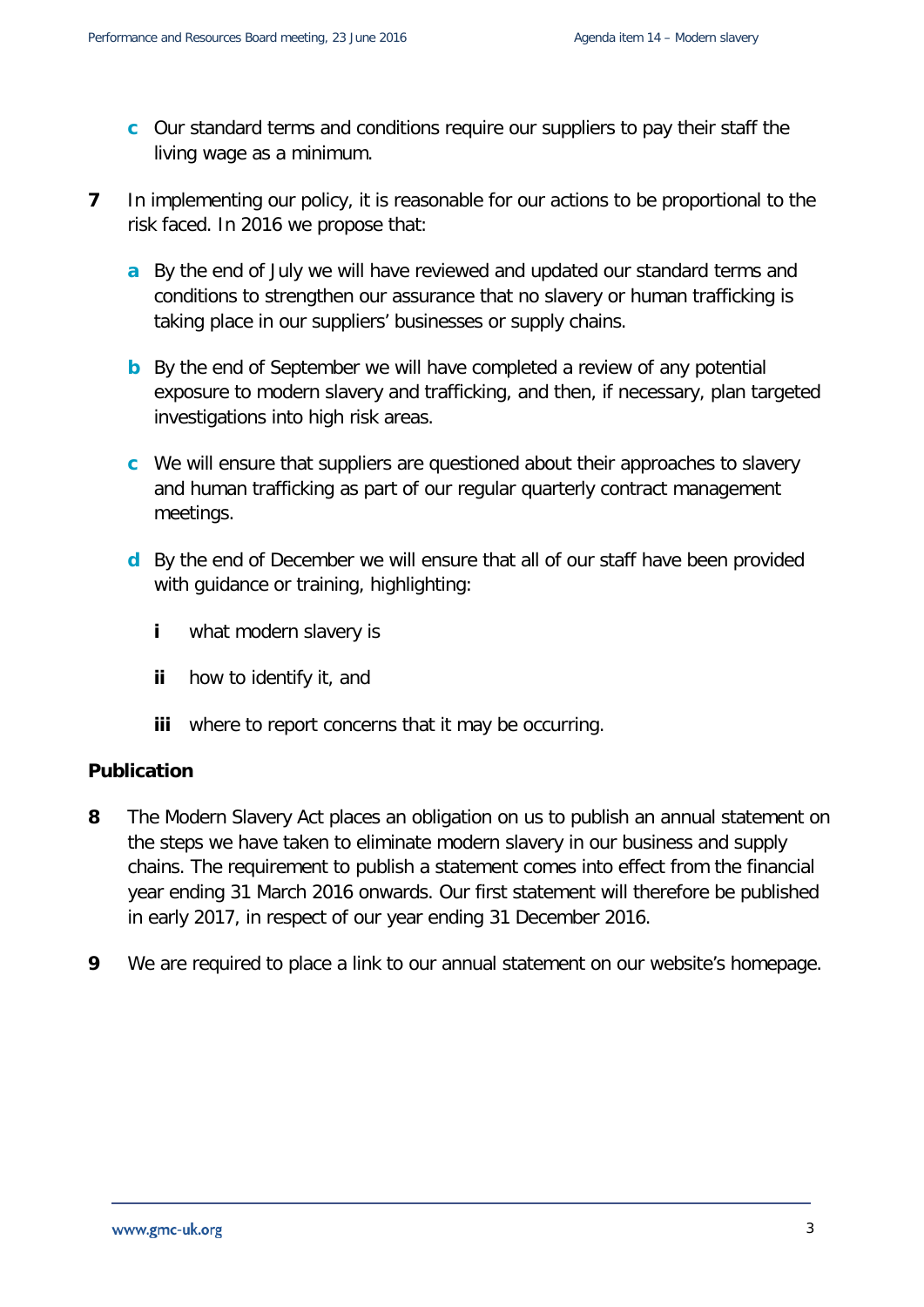c Our standard terms and conditions require our suppliers to pay their staff the living wage as a minimum.

**7** In implementing our policy, it is reasonable for our actions to be proportional to the risk faced. In 2016 we propose that:

   a By the end of July we will have reviewed and updated our standard terms and conditions to strengthen our assurance that no slavery or human trafficking is taking place in our suppliers' businesses or supply chains.

   b By the end of September we will have completed a review of any potential exposure to modern slavery and trafficking, and then, if necessary, plan targeted investigations into high risk areas.

   c We will ensure that suppliers are questioned about their approaches to slavery and human trafficking as part of our regular quarterly contract management meetings.

   d By the end of December we will ensure that all of our staff have been provided with guidance or training, highlighting:

      i what modern slavery is

      ii how to identify it, and

      iii where to report concerns that it may be occurring.

**Publication**

**8** The Modern Slavery Act places an obligation on us to publish an annual statement on the steps we have taken to eliminate modern slavery in our business and supply chains. The requirement to publish a statement comes into effect from the financial year ending 31 March 2016 onwards. Our first statement will therefore be published in early 2017, in respect of our year ending 31 December 2016.

**9** We are required to place a link to our annual statement on our website's homepage.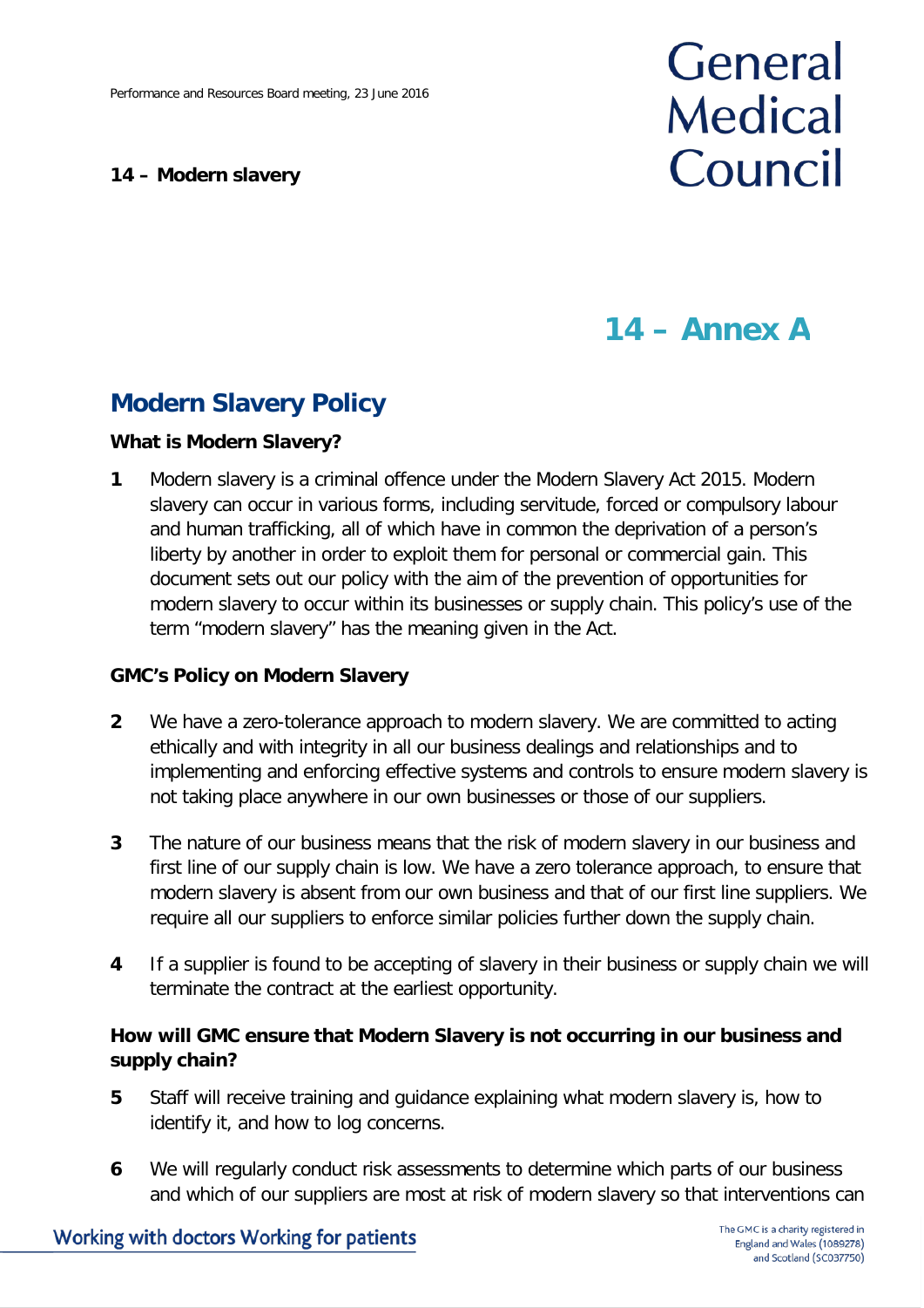# 14 – Annex A

## Modern Slavery Policy

### What is Modern Slavery?

**1** Modern slavery is a criminal offence under the Modern Slavery Act 2015. Modern slavery can occur in various forms, including servitude, forced or compulsory labour and human trafficking, all of which have in common the deprivation of a person's liberty by another in order to exploit them for personal or commercial gain. This document sets out our policy with the aim of the prevention of opportunities for modern slavery to occur within its businesses or supply chain. This policy's use of the term "modern slavery" has the meaning given in the Act.

### GMC's Policy on Modern Slavery

**2** We have a zero-tolerance approach to modern slavery. We are committed to acting ethically and with integrity in all our business dealings and relationships and to implementing and enforcing effective systems and controls to ensure modern slavery is not taking place anywhere in our own businesses or those of our suppliers.

**3** The nature of our business means that the risk of modern slavery in our business and first line of our supply chain is low. We have a zero tolerance approach, to ensure that modern slavery is absent from our own business and that of our first line suppliers. We require all our suppliers to enforce similar policies further down the supply chain.

**4** If a supplier is found to be accepting of slavery in their business or supply chain we will terminate the contract at the earliest opportunity.

### How will GMC ensure that Modern Slavery is not occurring in our business and supply chain?

**5** Staff will receive training and guidance explaining what modern slavery is, how to identify it, and how to log concerns.

**6** We will regularly conduct risk assessments to determine which parts of our business and which of our suppliers are most at risk of modern slavery so that interventions can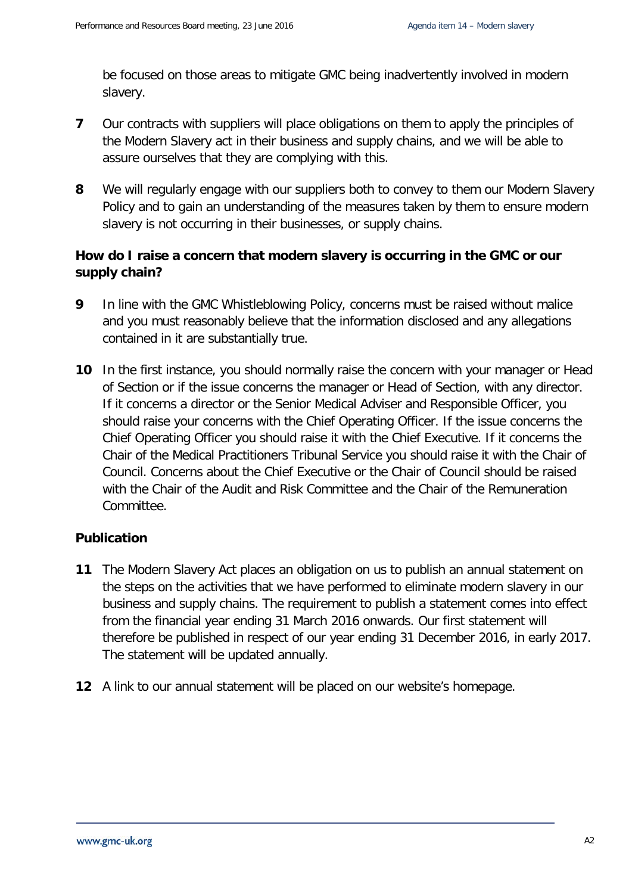be focused on those areas to mitigate GMC being inadvertently involved in modern slavery.

**7** Our contracts with suppliers will place obligations on them to apply the principles of the Modern Slavery act in their business and supply chains, and we will be able to assure ourselves that they are complying with this.

**8** We will regularly engage with our suppliers both to convey to them our Modern Slavery Policy and to gain an understanding of the measures taken by them to ensure modern slavery is not occurring in their businesses, or supply chains.

### How do I raise a concern that modern slavery is occurring in the GMC or our supply chain?

**9** In line with the GMC Whistleblowing Policy, concerns must be raised without malice and you must reasonably believe that the information disclosed and any allegations contained in it are substantially true.

**10** In the first instance, you should normally raise the concern with your manager or Head of Section or if the issue concerns the manager or Head of Section, with any director. If it concerns a director or the Senior Medical Adviser and Responsible Officer, you should raise your concerns with the Chief Operating Officer. If the issue concerns the Chief Operating Officer you should raise it with the Chief Executive. If it concerns the Chair of the Medical Practitioners Tribunal Service you should raise it with the Chair of Council. Concerns about the Chief Executive or the Chair of Council should be raised with the Chair of the Audit and Risk Committee and the Chair of the Remuneration Committee.

### Publication

**11** The Modern Slavery Act places an obligation on us to publish an annual statement on the steps on the activities that we have performed to eliminate modern slavery in our business and supply chains. The requirement to publish a statement comes into effect from the financial year ending 31 March 2016 onwards. Our first statement will therefore be published in respect of our year ending 31 December 2016, in early 2017. The statement will be updated annually.

**12** A link to our annual statement will be placed on our website's homepage.